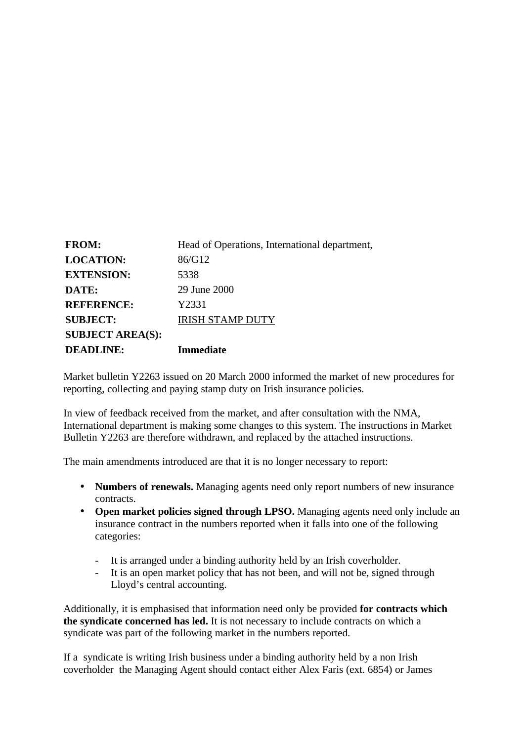| | |
|---|---|
| **FROM:** | Head of Operations, International department, |
| **LOCATION:** | 86/G12 |
| **EXTENSION:** | 5338 |
| **DATE:** | 29 June 2000 |
| **REFERENCE:** | Y2331 |
| **SUBJECT:** | IRISH STAMP DUTY |
| **SUBJECT AREA(S):** | |
| **DEADLINE:** | **Immediate** |

Market bulletin Y2263 issued on 20 March 2000 informed the market of new procedures for reporting, collecting and paying stamp duty on Irish insurance policies.

In view of feedback received from the market, and after consultation with the NMA, International department is making some changes to this system. The instructions in Market Bulletin Y2263 are therefore withdrawn, and replaced by the attached instructions.

The main amendments introduced are that it is no longer necessary to report:

- **Numbers of renewals.** Managing agents need only report numbers of new insurance contracts.
- **Open market policies signed through LPSO.** Managing agents need only include an insurance contract in the numbers reported when it falls into one of the following categories:

    - It is arranged under a binding authority held by an Irish coverholder.
    - It is an open market policy that has not been, and will not be, signed through Lloyd's central accounting.

Additionally, it is emphasised that information need only be provided **for contracts which the syndicate concerned has led.** It is not necessary to include contracts on which a syndicate was part of the following market in the numbers reported.

If a syndicate is writing Irish business under a binding authority held by a non Irish coverholder the Managing Agent should contact either Alex Faris (ext. 6854) or James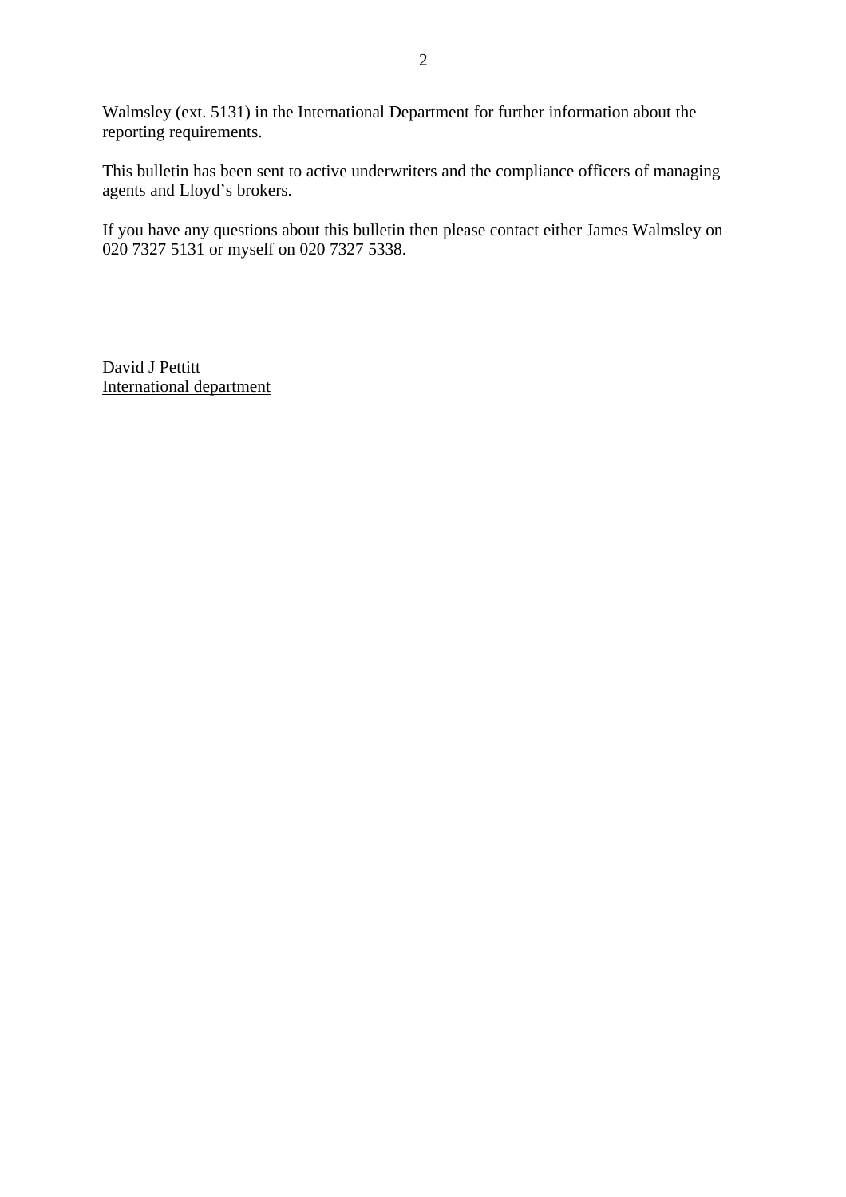Walmsley (ext. 5131) in the International Department for further information about the reporting requirements.

This bulletin has been sent to active underwriters and the compliance officers of managing agents and Lloyd's brokers.

If you have any questions about this bulletin then please contact either James Walmsley on 020 7327 5131 or myself on 020 7327 5338.

David J Pettitt
International department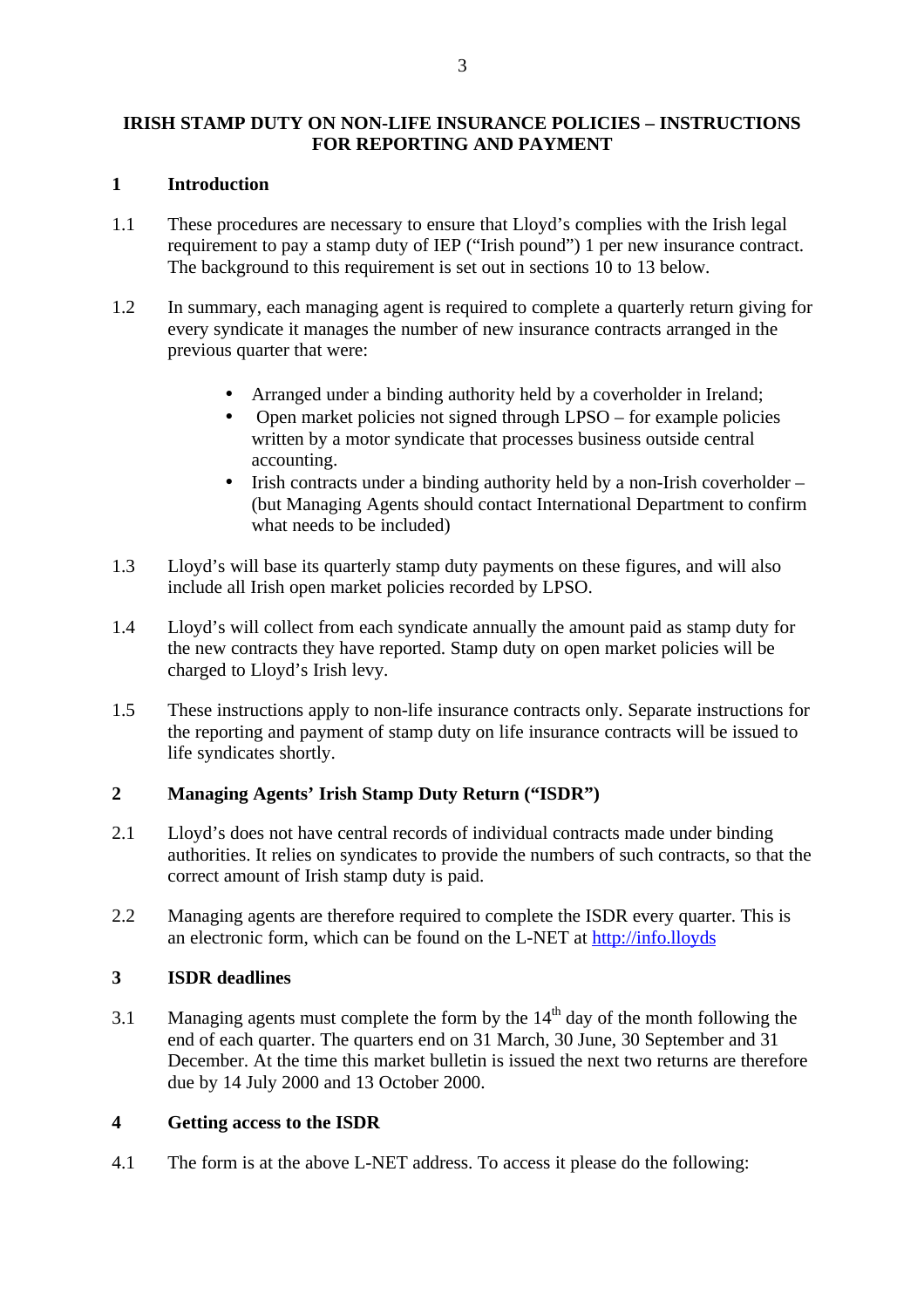# IRISH STAMP DUTY ON NON-LIFE INSURANCE POLICIES – INSTRUCTIONS FOR REPORTING AND PAYMENT

## 1 Introduction

1.1 These procedures are necessary to ensure that Lloyd's complies with the Irish legal requirement to pay a stamp duty of IEP ("Irish pound") 1 per new insurance contract. The background to this requirement is set out in sections 10 to 13 below.

1.2 In summary, each managing agent is required to complete a quarterly return giving for every syndicate it manages the number of new insurance contracts arranged in the previous quarter that were:

- Arranged under a binding authority held by a coverholder in Ireland;
- Open market policies not signed through LPSO – for example policies written by a motor syndicate that processes business outside central accounting.
- Irish contracts under a binding authority held by a non-Irish coverholder – (but Managing Agents should contact International Department to confirm what needs to be included)

1.3 Lloyd's will base its quarterly stamp duty payments on these figures, and will also include all Irish open market policies recorded by LPSO.

1.4 Lloyd's will collect from each syndicate annually the amount paid as stamp duty for the new contracts they have reported. Stamp duty on open market policies will be charged to Lloyd's Irish levy.

1.5 These instructions apply to non-life insurance contracts only. Separate instructions for the reporting and payment of stamp duty on life insurance contracts will be issued to life syndicates shortly.

## 2 Managing Agents' Irish Stamp Duty Return ("ISDR")

2.1 Lloyd's does not have central records of individual contracts made under binding authorities. It relies on syndicates to provide the numbers of such contracts, so that the correct amount of Irish stamp duty is paid.

2.2 Managing agents are therefore required to complete the ISDR every quarter. This is an electronic form, which can be found on the L-NET at http://info.lloyds

## 3 ISDR deadlines

3.1 Managing agents must complete the form by the 14th day of the month following the end of each quarter. The quarters end on 31 March, 30 June, 30 September and 31 December. At the time this market bulletin is issued the next two returns are therefore due by 14 July 2000 and 13 October 2000.

## 4 Getting access to the ISDR

4.1 The form is at the above L-NET address. To access it please do the following: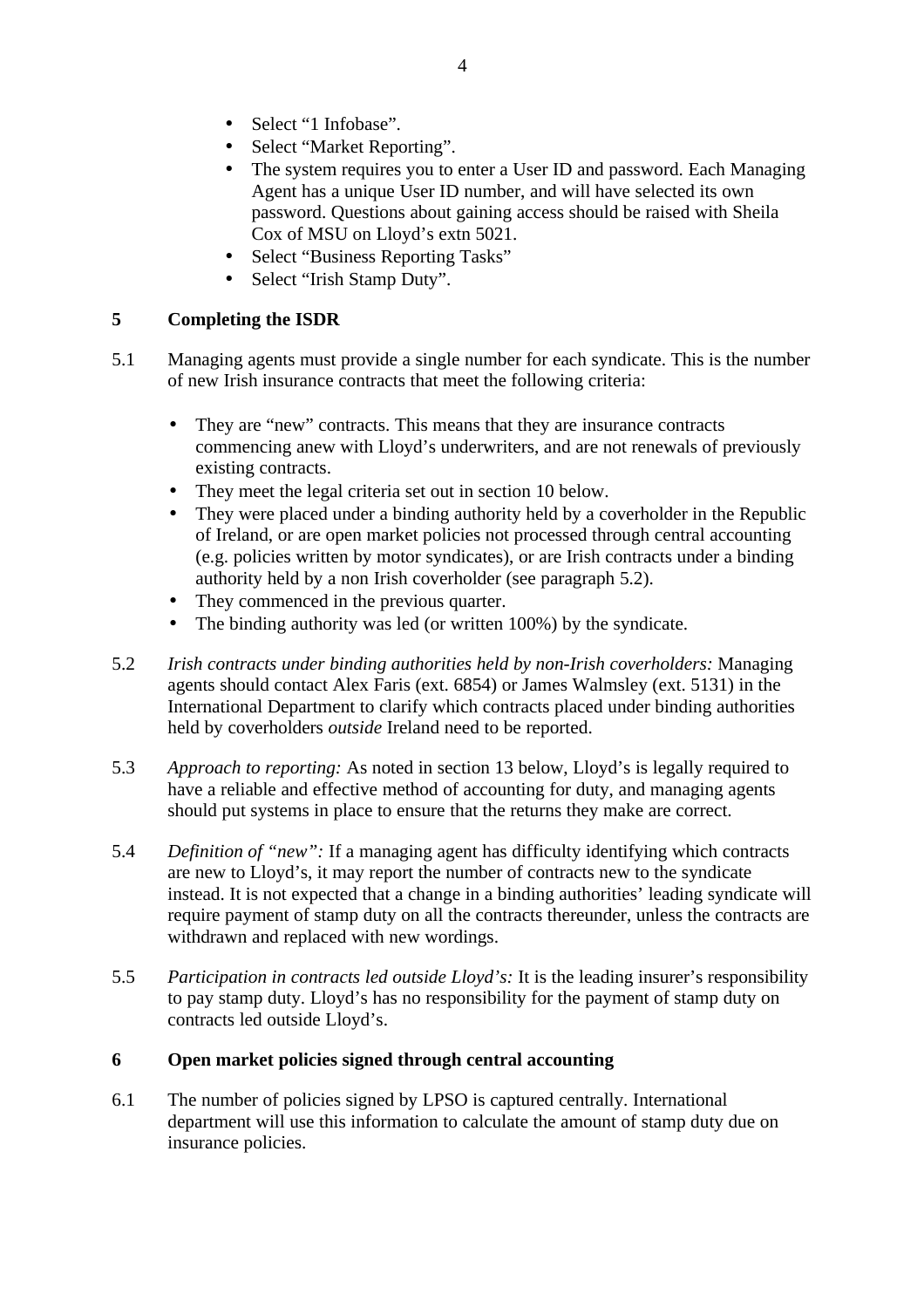- Select “1 Infobase”.
- Select “Market Reporting”.
- The system requires you to enter a User ID and password. Each Managing Agent has a unique User ID number, and will have selected its own password. Questions about gaining access should be raised with Sheila Cox of MSU on Lloyd’s extn 5021.
- Select “Business Reporting Tasks”
- Select “Irish Stamp Duty”.

## 5 Completing the ISDR

5.1 Managing agents must provide a single number for each syndicate. This is the number of new Irish insurance contracts that meet the following criteria:

- They are “new” contracts. This means that they are insurance contracts commencing anew with Lloyd’s underwriters, and are not renewals of previously existing contracts.
- They meet the legal criteria set out in section 10 below.
- They were placed under a binding authority held by a coverholder in the Republic of Ireland, or are open market policies not processed through central accounting (e.g. policies written by motor syndicates), or are Irish contracts under a binding authority held by a non Irish coverholder (see paragraph 5.2).
- They commenced in the previous quarter.
- The binding authority was led (or written 100%) by the syndicate.

5.2 *Irish contracts under binding authorities held by non-Irish coverholders:* Managing agents should contact Alex Faris (ext. 6854) or James Walmsley (ext. 5131) in the International Department to clarify which contracts placed under binding authorities held by coverholders *outside* Ireland need to be reported.

5.3 *Approach to reporting:* As noted in section 13 below, Lloyd’s is legally required to have a reliable and effective method of accounting for duty, and managing agents should put systems in place to ensure that the returns they make are correct.

5.4 *Definition of “new”:* If a managing agent has difficulty identifying which contracts are new to Lloyd’s, it may report the number of contracts new to the syndicate instead. It is not expected that a change in a binding authorities’ leading syndicate will require payment of stamp duty on all the contracts thereunder, unless the contracts are withdrawn and replaced with new wordings.

5.5 *Participation in contracts led outside Lloyd’s:* It is the leading insurer’s responsibility to pay stamp duty. Lloyd’s has no responsibility for the payment of stamp duty on contracts led outside Lloyd’s.

## 6 Open market policies signed through central accounting

6.1 The number of policies signed by LPSO is captured centrally. International department will use this information to calculate the amount of stamp duty due on insurance policies.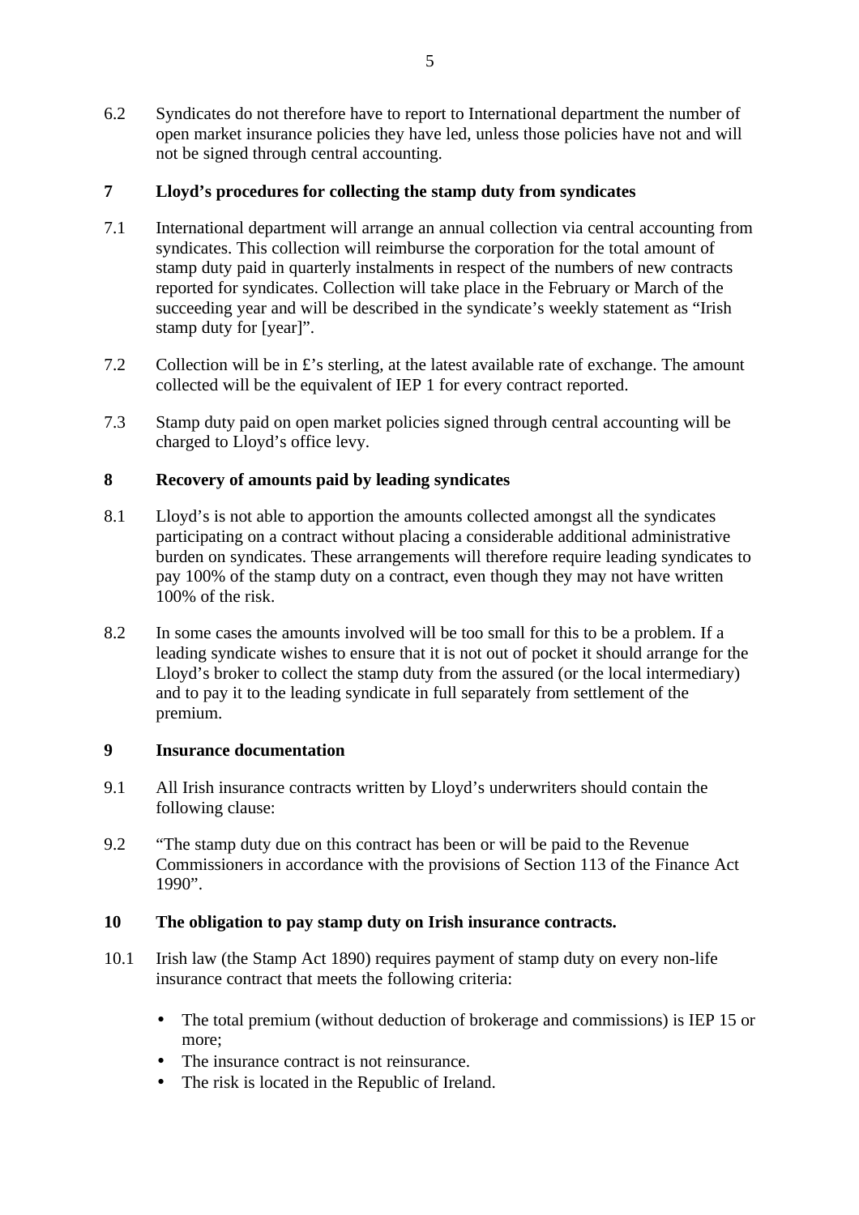6.2 Syndicates do not therefore have to report to International department the number of open market insurance policies they have led, unless those policies have not and will not be signed through central accounting.

## 7 Lloyd's procedures for collecting the stamp duty from syndicates

7.1 International department will arrange an annual collection via central accounting from syndicates. This collection will reimburse the corporation for the total amount of stamp duty paid in quarterly instalments in respect of the numbers of new contracts reported for syndicates. Collection will take place in the February or March of the succeeding year and will be described in the syndicate's weekly statement as "Irish stamp duty for [year]".

7.2 Collection will be in £'s sterling, at the latest available rate of exchange. The amount collected will be the equivalent of IEP 1 for every contract reported.

7.3 Stamp duty paid on open market policies signed through central accounting will be charged to Lloyd's office levy.

## 8 Recovery of amounts paid by leading syndicates

8.1 Lloyd's is not able to apportion the amounts collected amongst all the syndicates participating on a contract without placing a considerable additional administrative burden on syndicates. These arrangements will therefore require leading syndicates to pay 100% of the stamp duty on a contract, even though they may not have written 100% of the risk.

8.2 In some cases the amounts involved will be too small for this to be a problem. If a leading syndicate wishes to ensure that it is not out of pocket it should arrange for the Lloyd's broker to collect the stamp duty from the assured (or the local intermediary) and to pay it to the leading syndicate in full separately from settlement of the premium.

## 9 Insurance documentation

9.1 All Irish insurance contracts written by Lloyd's underwriters should contain the following clause:

9.2 "The stamp duty due on this contract has been or will be paid to the Revenue Commissioners in accordance with the provisions of Section 113 of the Finance Act 1990".

## 10 The obligation to pay stamp duty on Irish insurance contracts.

10.1 Irish law (the Stamp Act 1890) requires payment of stamp duty on every non-life insurance contract that meets the following criteria:

- The total premium (without deduction of brokerage and commissions) is IEP 15 or more;
- The insurance contract is not reinsurance.
- The risk is located in the Republic of Ireland.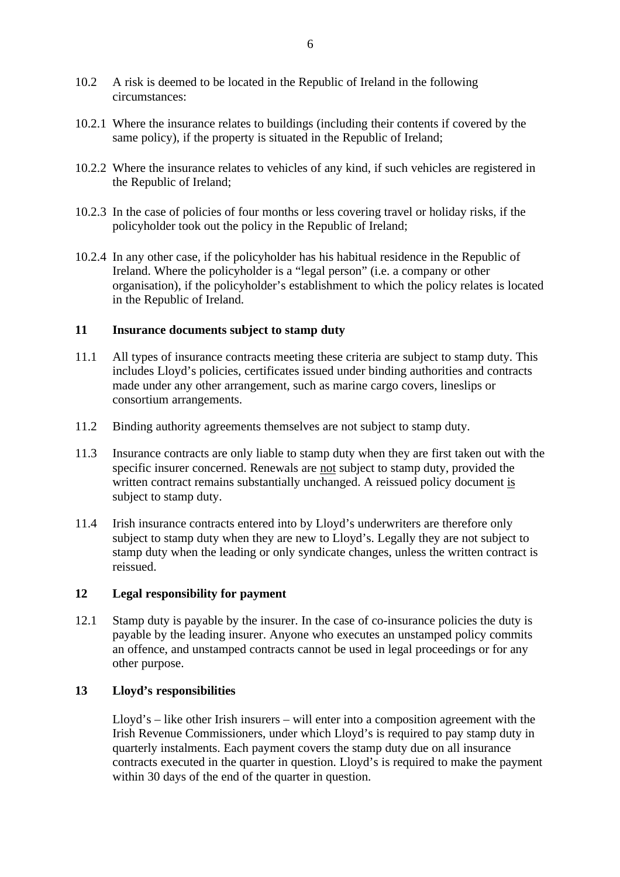10.2 A risk is deemed to be located in the Republic of Ireland in the following circumstances:

10.2.1 Where the insurance relates to buildings (including their contents if covered by the same policy), if the property is situated in the Republic of Ireland;

10.2.2 Where the insurance relates to vehicles of any kind, if such vehicles are registered in the Republic of Ireland;

10.2.3 In the case of policies of four months or less covering travel or holiday risks, if the policyholder took out the policy in the Republic of Ireland;

10.2.4 In any other case, if the policyholder has his habitual residence in the Republic of Ireland. Where the policyholder is a "legal person" (i.e. a company or other organisation), if the policyholder's establishment to which the policy relates is located in the Republic of Ireland.

## 11 Insurance documents subject to stamp duty

11.1 All types of insurance contracts meeting these criteria are subject to stamp duty. This includes Lloyd's policies, certificates issued under binding authorities and contracts made under any other arrangement, such as marine cargo covers, lineslips or consortium arrangements.

11.2 Binding authority agreements themselves are not subject to stamp duty.

11.3 Insurance contracts are only liable to stamp duty when they are first taken out with the specific insurer concerned. Renewals are <u>not</u> subject to stamp duty, provided the written contract remains substantially unchanged. A reissued policy document <u>is</u> subject to stamp duty.

11.4 Irish insurance contracts entered into by Lloyd's underwriters are therefore only subject to stamp duty when they are new to Lloyd's. Legally they are not subject to stamp duty when the leading or only syndicate changes, unless the written contract is reissued.

## 12 Legal responsibility for payment

12.1 Stamp duty is payable by the insurer. In the case of co-insurance policies the duty is payable by the leading insurer. Anyone who executes an unstamped policy commits an offence, and unstamped contracts cannot be used in legal proceedings or for any other purpose.

## 13 Lloyd's responsibilities

Lloyd's – like other Irish insurers – will enter into a composition agreement with the Irish Revenue Commissioners, under which Lloyd's is required to pay stamp duty in quarterly instalments. Each payment covers the stamp duty due on all insurance contracts executed in the quarter in question. Lloyd's is required to make the payment within 30 days of the end of the quarter in question.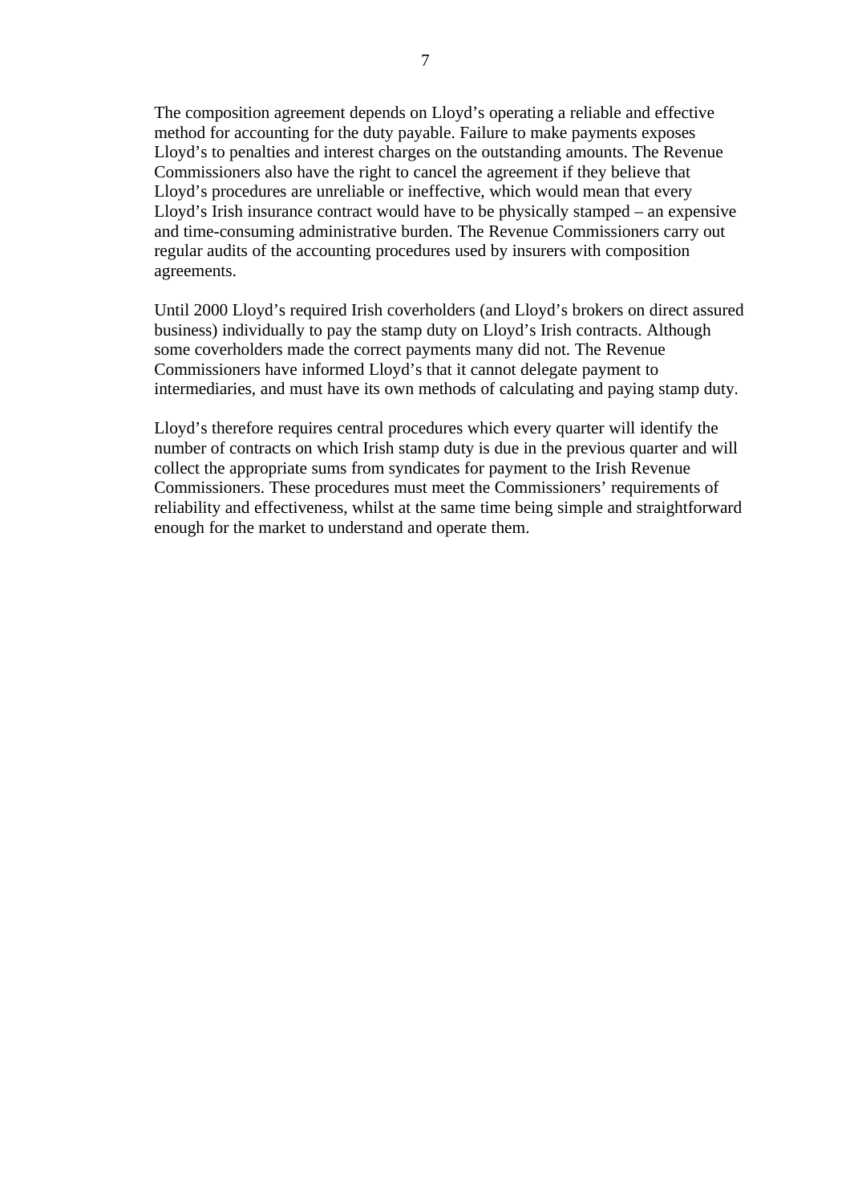The composition agreement depends on Lloyd's operating a reliable and effective method for accounting for the duty payable. Failure to make payments exposes Lloyd's to penalties and interest charges on the outstanding amounts. The Revenue Commissioners also have the right to cancel the agreement if they believe that Lloyd's procedures are unreliable or ineffective, which would mean that every Lloyd's Irish insurance contract would have to be physically stamped – an expensive and time-consuming administrative burden. The Revenue Commissioners carry out regular audits of the accounting procedures used by insurers with composition agreements.

Until 2000 Lloyd's required Irish coverholders (and Lloyd's brokers on direct assured business) individually to pay the stamp duty on Lloyd's Irish contracts. Although some coverholders made the correct payments many did not. The Revenue Commissioners have informed Lloyd's that it cannot delegate payment to intermediaries, and must have its own methods of calculating and paying stamp duty.

Lloyd's therefore requires central procedures which every quarter will identify the number of contracts on which Irish stamp duty is due in the previous quarter and will collect the appropriate sums from syndicates for payment to the Irish Revenue Commissioners. These procedures must meet the Commissioners' requirements of reliability and effectiveness, whilst at the same time being simple and straightforward enough for the market to understand and operate them.